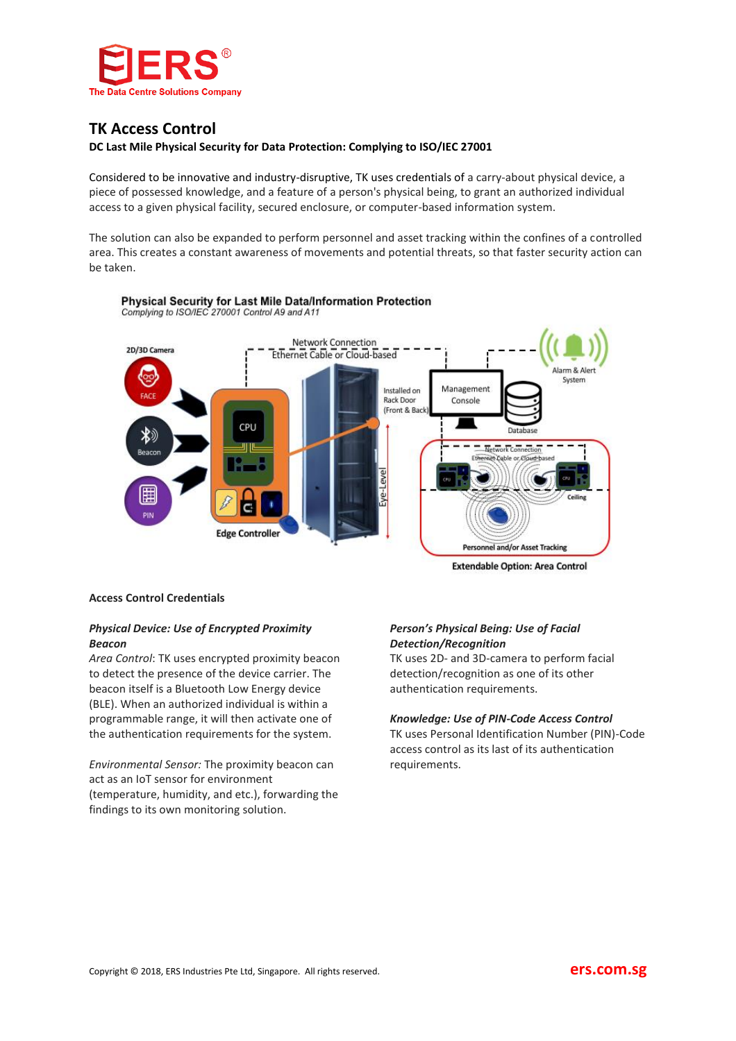ERS®
The Data Centre Solutions Company

# TK Access Control

**DC Last Mile Physical Security for Data Protection: Complying to ISO/IEC 27001**

Considered to be innovative and industry-disruptive, TK uses credentials of a carry-about physical device, a piece of possessed knowledge, and a feature of a person's physical being, to grant an authorized individual access to a given physical facility, secured enclosure, or computer-based information system.

The solution can also be expanded to perform personnel and asset tracking within the confines of a controlled area. This creates a constant awareness of movements and potential threats, so that faster security action can be taken.

**Physical Security for Last Mile Data/Information Protection**
*Complying to ISO/IEC 270001 Control A9 and A11*

2D/3D Camera — FACE — Beacon — PIN — CPU — Edge Controller — Network Connection Ethernet Cable or Cloud-based — Installed on Rack Door (Front & Back) — Eye-Level — Management Console — Database — Alarm & Alert System — Network Connection Ethernet Cable or Cloud-based — CPU — Ceiling — Personnel and/or Asset Tracking

Extendable Option: Area Control

### Access Control Credentials

***Physical Device: Use of Encrypted Proximity Beacon***

*Area Control*: TK uses encrypted proximity beacon to detect the presence of the device carrier. The beacon itself is a Bluetooth Low Energy device (BLE). When an authorized individual is within a programmable range, it will then activate one of the authentication requirements for the system.

*Environmental Sensor:* The proximity beacon can act as an IoT sensor for environment (temperature, humidity, and etc.), forwarding the findings to its own monitoring solution.

***Person's Physical Being: Use of Facial Detection/Recognition***

TK uses 2D- and 3D-camera to perform facial detection/recognition as one of its other authentication requirements.

***Knowledge: Use of PIN-Code Access Control***

TK uses Personal Identification Number (PIN)-Code access control as its last of its authentication requirements.

Copyright © 2018, ERS Industries Pte Ltd, Singapore. All rights reserved. ers.com.sg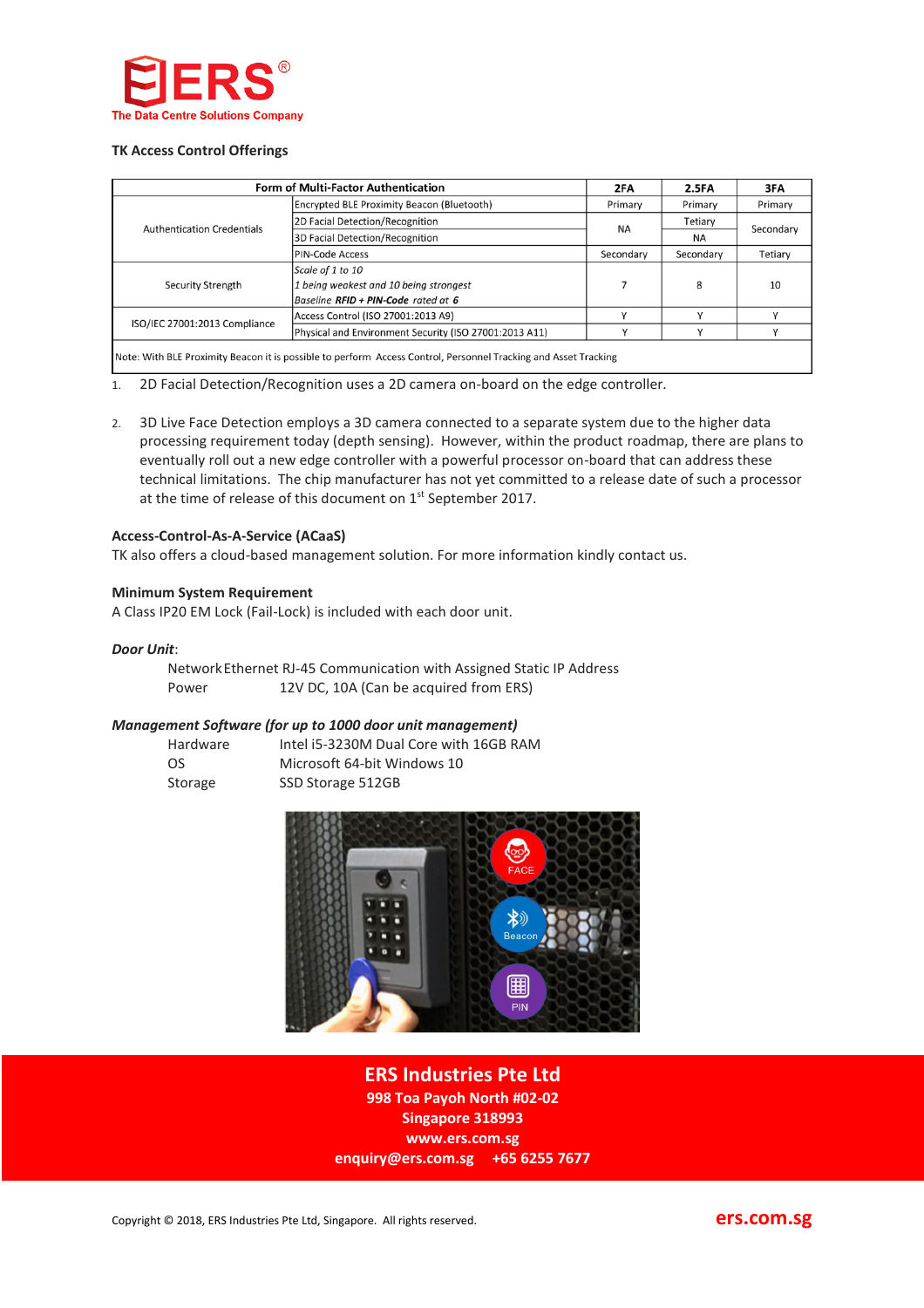**TK Access Control Offerings**

| Form of Multi-Factor Authentication | | 2FA | 2.5FA | 3FA |
|---|---|---|---|---|
| Authentication Credentials | Encrypted BLE Proximity Beacon (Bluetooth) | Primary | Primary | Primary |
| | 2D Facial Detection/Recognition | NA | Tetiary | Secondary |
| | 3D Facial Detection/Recognition | | NA | |
| | PIN-Code Access | Secondary | Secondary | Tetiary |
| Security Strength | *Scale of 1 to 10*<br>*1 being weakest and 10 being strongest*<br>*Baseline **RFID + PIN-Code** rated at **6*** | 7 | 8 | 10 |
| ISO/IEC 27001:2013 Compliance | Access Control (ISO 27001:2013 A9) | Y | Y | Y |
| | Physical and Environment Security (ISO 27001:2013 A11) | Y | Y | Y |
| Note: With BLE Proximity Beacon it is possible to perform Access Control, Personnel Tracking and Asset Tracking | | | | |

1. 2D Facial Detection/Recognition uses a 2D camera on-board on the edge controller.

2. 3D Live Face Detection employs a 3D camera connected to a separate system due to the higher data processing requirement today (depth sensing). However, within the product roadmap, there are plans to eventually roll out a new edge controller with a powerful processor on-board that can address these technical limitations. The chip manufacturer has not yet committed to a release date of such a processor at the time of release of this document on 1st September 2017.

**Access-Control-As-A-Service (ACaaS)**

TK also offers a cloud-based management solution. For more information kindly contact us.

**Minimum System Requirement**

A Class IP20 EM Lock (Fail-Lock) is included with each door unit.

***Door Unit***:

Network Ethernet RJ-45 Communication with Assigned Static IP Address
Power 12V DC, 10A (Can be acquired from ERS)

***Management Software (for up to 1000 door unit management)***

Hardware Intel i5-3230M Dual Core with 16GB RAM
OS Microsoft 64-bit Windows 10
Storage SSD Storage 512GB

**ERS Industries Pte Ltd**
**998 Toa Payoh North #02-02**
**Singapore 318993**
**www.ers.com.sg**
**enquiry@ers.com.sg +65 6255 7677**

Copyright © 2018, ERS Industries Pte Ltd, Singapore. All rights reserved.